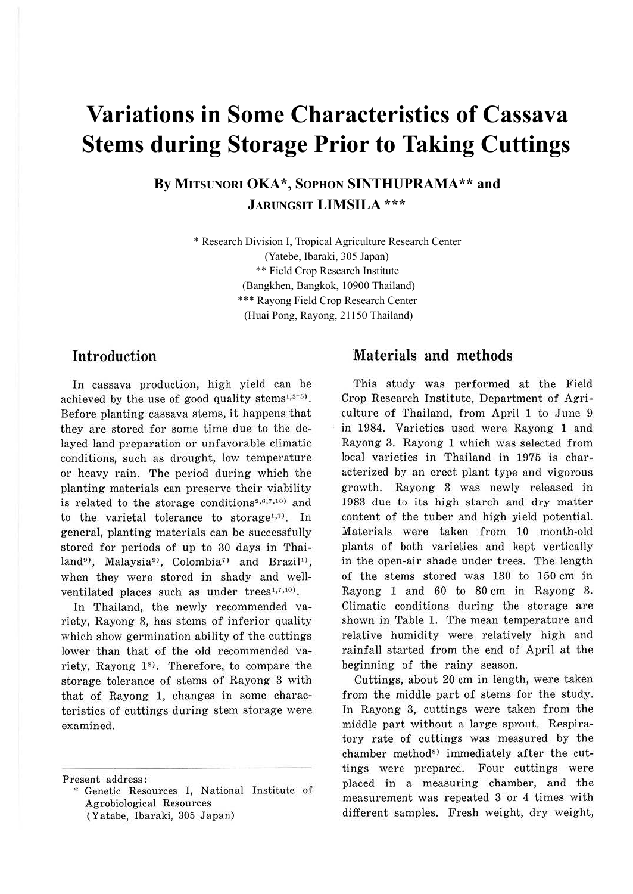# Variations in Some Characteristics of Cassava Stems during Storage Prior to Taking Cuttings

**By MITSUNORI OKA*, SOPHON SINTHUPRAMA** and JARUNGSIT LIMSILA *****

\* Research Division I, Tropical Agriculture Research Center (Yatebe, Ibaraki, 305 Japan)

\** Field Crop Research Institute (Bangkhen, Bangkok, 10900 Thailand)

\*** Rayong Field Crop Research Center (Huai Pong, Rayong, 21150 Thailand)

## Introduction

In cassava production, high yield can be achieved by the use of good quality stems[1,3-5]. Before planting cassava stems, it happens that they are stored for some time due to the delayed land preparation or unfavorable climatic conditions, such as drought, low temperature or heavy rain. The period during which the planting materials can preserve their viability is related to the storage conditions[2,6,7,10] and to the varietal tolerance to storage[1,7]. In general, planting materials can be successfully stored for periods of up to 30 days in Thailand[9], Malaysia[9], Colombia[7] and Brazil[1], when they were stored in shady and well-ventilated places such as under trees[1,7,10].

In Thailand, the newly recommended variety, Rayong 3, has stems of inferior quality which show germination ability of the cuttings lower than that of the old recommended variety, Rayong 1[8]. Therefore, to compare the storage tolerance of stems of Rayong 3 with that of Rayong 1, changes in some characteristics of cuttings during stem storage were examined.

## Materials and methods

This study was performed at the Field Crop Research Institute, Department of Agriculture of Thailand, from April 1 to June 9 in 1984. Varieties used were Rayong 1 and Rayong 3. Rayong 1 which was selected from local varieties in Thailand in 1975 is characterized by an erect plant type and vigorous growth. Rayong 3 was newly released in 1983 due to its high starch and dry matter content of the tuber and high yield potential. Materials were taken from 10 month-old plants of both varieties and kept vertically in the open-air shade under trees. The length of the stems stored was 130 to 150 cm in Rayong 1 and 60 to 80 cm in Rayong 3. Climatic conditions during the storage are shown in Table 1. The mean temperature and relative humidity were relatively high and rainfall started from the end of April at the beginning of the rainy season.

Cuttings, about 20 cm in length, were taken from the middle part of stems for the study. In Rayong 3, cuttings were taken from the middle part without a large sprout. Respiratory rate of cuttings was measured by the chamber method[8] immediately after the cuttings were prepared. Four cuttings were placed in a measuring chamber, and the measurement was repeated 3 or 4 times with different samples. Fresh weight, dry weight,

Present address:

\* Genetic Resources I, National Institute of Agrobiological Resources (Yatebe, Ibaraki, 305 Japan)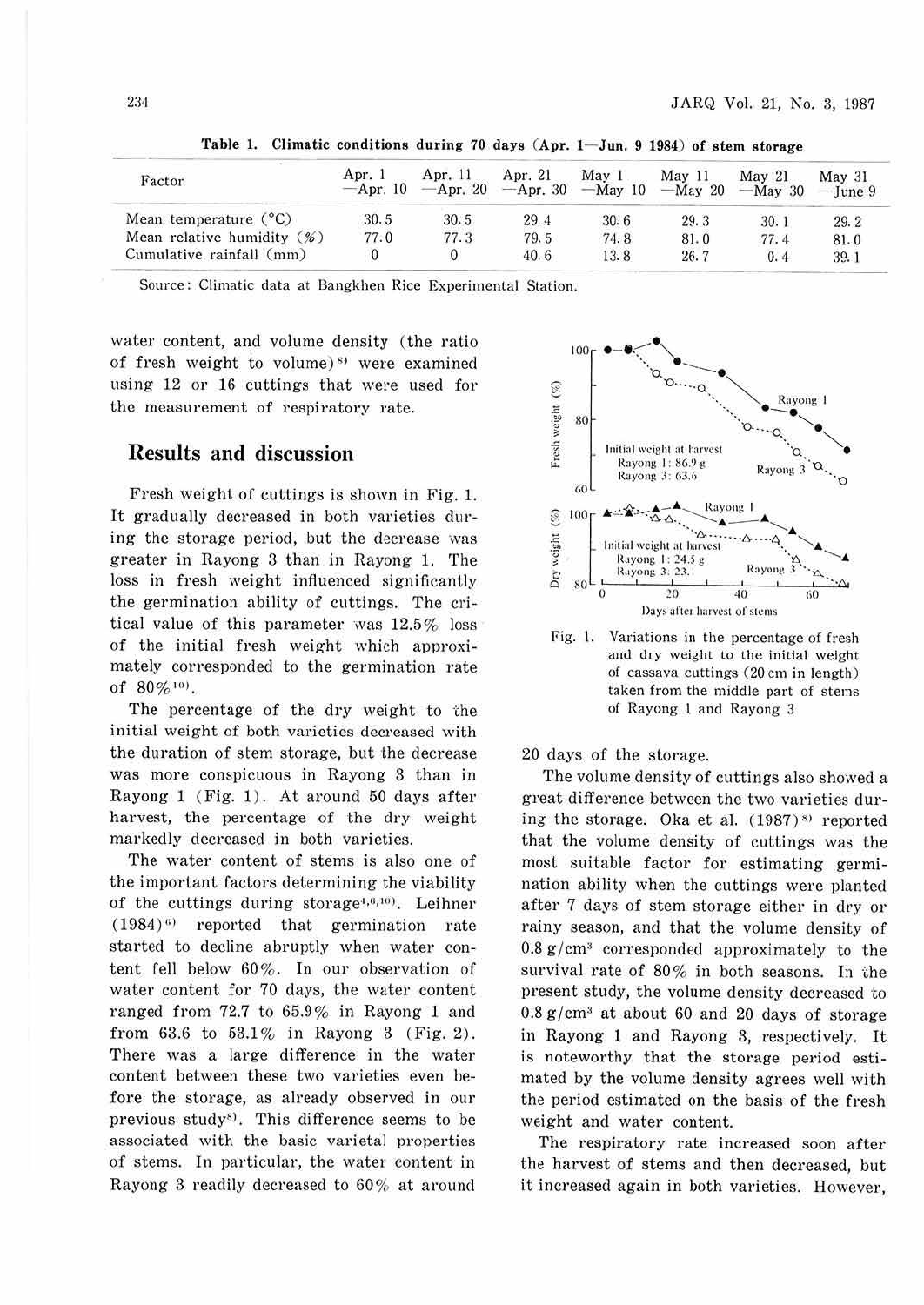Table 1. Climatic conditions during 70 days (Apr. 1—Jun. 9 1984) of stem storage

| Factor | Apr. 1 —Apr. 10 | Apr. 11 —Apr. 20 | Apr. 21 —Apr. 30 | May 1 —May 10 | May 11 —May 20 | May 21 —May 30 | May 31 —June 9 |
|---|---|---|---|---|---|---|---|
| Mean temperature (°C) | 30.5 | 30.5 | 29.4 | 30.6 | 29.3 | 30.1 | 29.2 |
| Mean relative humidity (%) | 77.0 | 77.3 | 79.5 | 74.8 | 81.0 | 77.4 | 81.0 |
| Cumulative rainfall (mm) | 0 | 0 | 40.6 | 13.8 | 26.7 | 0.4 | 39.1 |

Source: Climatic data at Bangkhen Rice Experimental Station.

water content, and volume density (the ratio of fresh weight to volume)[8] were examined using 12 or 16 cuttings that were used for the measurement of respiratory rate.

## Results and discussion

Fresh weight of cuttings is shown in Fig. 1. It gradually decreased in both varieties during the storage period, but the decrease was greater in Rayong 3 than in Rayong 1. The loss in fresh weight influenced significantly the germination ability of cuttings. The critical value of this parameter was 12.5% loss of the initial fresh weight which approximately corresponded to the germination rate of 80%[10].

The percentage of the dry weight to the initial weight of both varieties decreased with the duration of stem storage, but the decrease was more conspicuous in Rayong 3 than in Rayong 1 (Fig. 1). At around 50 days after harvest, the percentage of the dry weight markedly decreased in both varieties.

The water content of stems is also one of the important factors determining the viability of the cuttings during storage[1,6,10]. Leihner (1984)[6] reported that germination rate started to decline abruptly when water content fell below 60%. In our observation of water content for 70 days, the water content ranged from 72.7 to 65.9% in Rayong 1 and from 63.6 to 53.1% in Rayong 3 (Fig. 2). There was a large difference in the water content between these two varieties even before the storage, as already observed in our previous study[8]. This difference seems to be associated with the basic varietal properties of stems. In particular, the water content in Rayong 3 readily decreased to 60% at around 20 days of the storage.

Fig. 1. Variations in the percentage of fresh and dry weight to the initial weight of cassava cuttings (20 cm in length) taken from the middle part of stems of Rayong 1 and Rayong 3

The volume density of cuttings also showed a great difference between the two varieties during the storage. Oka et al. (1987)[8] reported that the volume density of cuttings was the most suitable factor for estimating germination ability when the cuttings were planted after 7 days of stem storage either in dry or rainy season, and that the volume density of 0.8 g/cm³ corresponded approximately to the survival rate of 80% in both seasons. In the present study, the volume density decreased to 0.8 g/cm³ at about 60 and 20 days of storage in Rayong 1 and Rayong 3, respectively. It is noteworthy that the storage period estimated by the volume density agrees well with the period estimated on the basis of the fresh weight and water content.

The respiratory rate increased soon after the harvest of stems and then decreased, but it increased again in both varieties. However,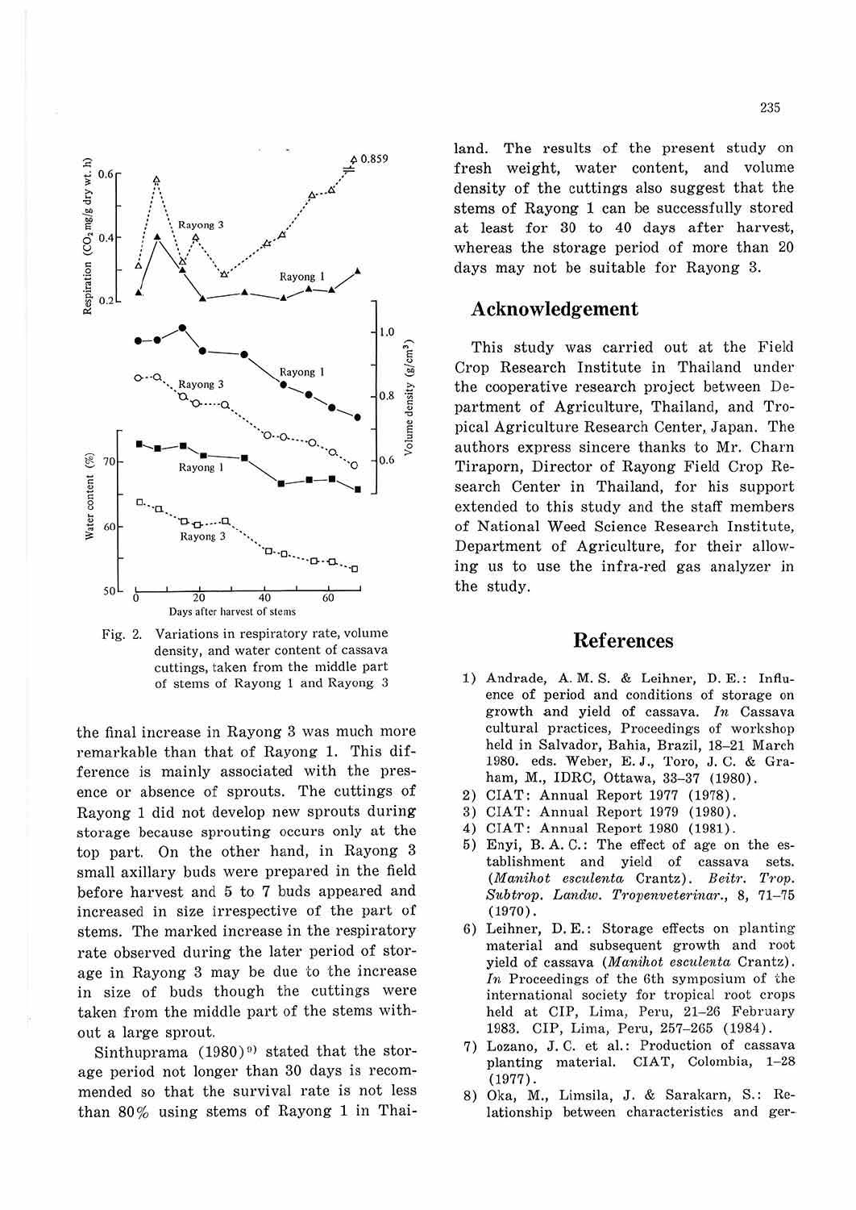Fig. 2. Variations in respiratory rate, volume density, and water content of cassava cuttings, taken from the middle part of stems of Rayong 1 and Rayong 3

the final increase in Rayong 3 was much more remarkable than that of Rayong 1. This difference is mainly associated with the presence or absence of sprouts. The cuttings of Rayong 1 did not develop new sprouts during storage because sprouting occurs only at the top part. On the other hand, in Rayong 3 small axillary buds were prepared in the field before harvest and 5 to 7 buds appeared and increased in size irrespective of the part of stems. The marked increase in the respiratory rate observed during the later period of storage in Rayong 3 may be due to the increase in size of buds though the cuttings were taken from the middle part of the stems without a large sprout.

Sinthuprama (1980)[9] stated that the storage period not longer than 30 days is recommended so that the survival rate is not less than 80% using stems of Rayong 1 in Thailand. The results of the present study on fresh weight, water content, and volume density of the cuttings also suggest that the stems of Rayong 1 can be successfully stored at least for 30 to 40 days after harvest, whereas the storage period of more than 20 days may not be suitable for Rayong 3.

## Acknowledgement

This study was carried out at the Field Crop Research Institute in Thailand under the cooperative research project between Department of Agriculture, Thailand, and Tropical Agriculture Research Center, Japan. The authors express sincere thanks to Mr. Charn Tiraporn, Director of Rayong Field Crop Research Center in Thailand, for his support extended to this study and the staff members of National Weed Science Research Institute, Department of Agriculture, for their allowing us to use the infra-red gas analyzer in the study.

## References

1) Andrade, A. M. S. & Leihner, D. E.: Influence of period and conditions of storage on growth and yield of cassava. *In* Cassava cultural practices, Proceedings of workshop held in Salvador, Bahia, Brazil, 18–21 March 1980. eds. Weber, E. J., Toro, J. C. & Graham, M., IDRC, Ottawa, 33–37 (1980).
2) CIAT: Annual Report 1977 (1978).
3) CIAT: Annual Report 1979 (1980).
4) CIAT: Annual Report 1980 (1981).
5) Enyi, B. A. C.: The effect of age on the establishment and yield of cassava sets. (*Manihot esculenta* Crantz). *Beitr. Trop. Subtrop. Landw. Tropenveterinar.*, 8, 71–75 (1970).
6) Leihner, D. E.: Storage effects on planting material and subsequent growth and root yield of cassava (*Manihot esculenta* Crantz). *In* Proceedings of the 6th symposium of the international society for tropical root crops held at CIP, Lima, Peru, 21–26 February 1983. CIP, Lima, Peru, 257–265 (1984).
7) Lozano, J. C. et al.: Production of cassava planting material. CIAT, Colombia, 1–28 (1977).
8) Oka, M., Limsila, J. & Sarakarn, S.: Relationship between characteristics and ger-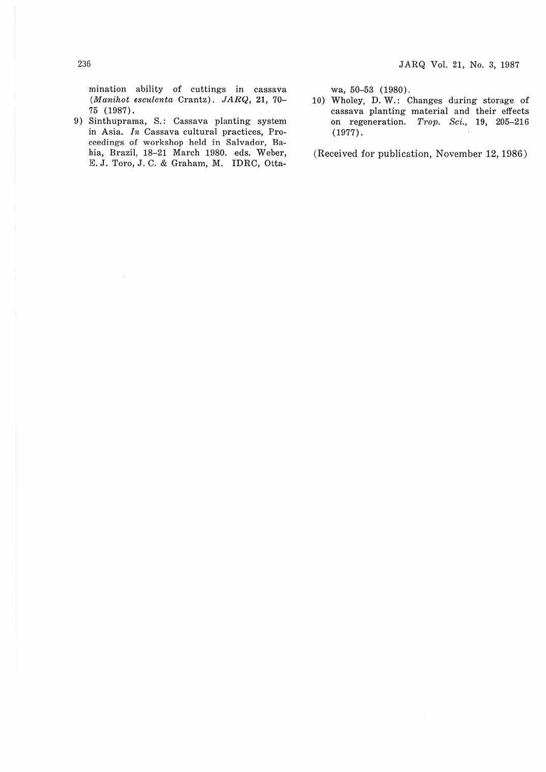mination ability of cuttings in cassava (*Manihot esculenta* Crantz). *JARQ*, 21, 70–75 (1987).

9) Sinthuprama, S.: Cassava planting system in Asia. *In* Cassava cultural practices, Proceedings of workshop held in Salvador, Bahia, Brazil, 18–21 March 1980. eds. Weber, E. J. Toro, J. C. & Graham, M. IDRC, Ottawa, 50–53 (1980).

10) Wholey, D. W.: Changes during storage of cassava planting material and their effects on regeneration. *Trop. Sci.*, 19, 205–216 (1977).

(Received for publication, November 12, 1986)